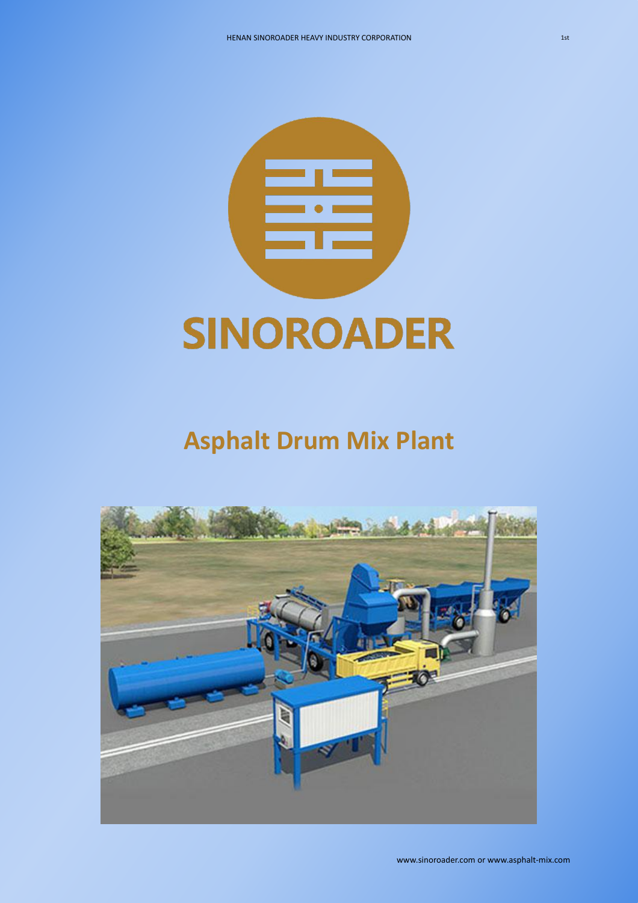# SINOROADER

## Asphalt Drum Mix Plant

www.sinoroader.com or www.asphalt-mix.com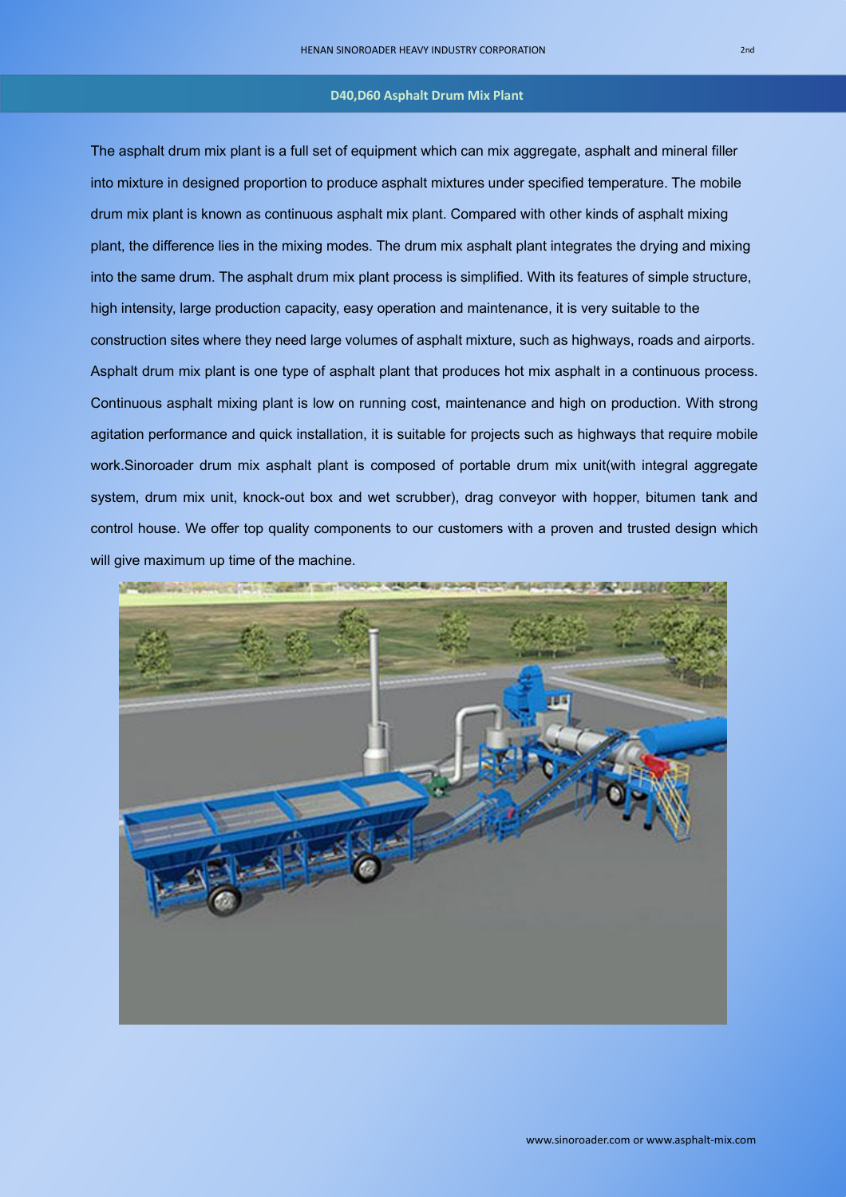## D40,D60 Asphalt Drum Mix Plant

The asphalt drum mix plant is a full set of equipment which can mix aggregate, asphalt and mineral filler into mixture in designed proportion to produce asphalt mixtures under specified temperature. The mobile drum mix plant is known as continuous asphalt mix plant. Compared with other kinds of asphalt mixing plant, the difference lies in the mixing modes. The drum mix asphalt plant integrates the drying and mixing into the same drum. The asphalt drum mix plant process is simplified. With its features of simple structure, high intensity, large production capacity, easy operation and maintenance, it is very suitable to the construction sites where they need large volumes of asphalt mixture, such as highways, roads and airports. Asphalt drum mix plant is one type of asphalt plant that produces hot mix asphalt in a continuous process. Continuous asphalt mixing plant is low on running cost, maintenance and high on production. With strong agitation performance and quick installation, it is suitable for projects such as highways that require mobile work.Sinoroader drum mix asphalt plant is composed of portable drum mix unit(with integral aggregate system, drum mix unit, knock-out box and wet scrubber), drag conveyor with hopper, bitumen tank and control house. We offer top quality components to our customers with a proven and trusted design which will give maximum up time of the machine.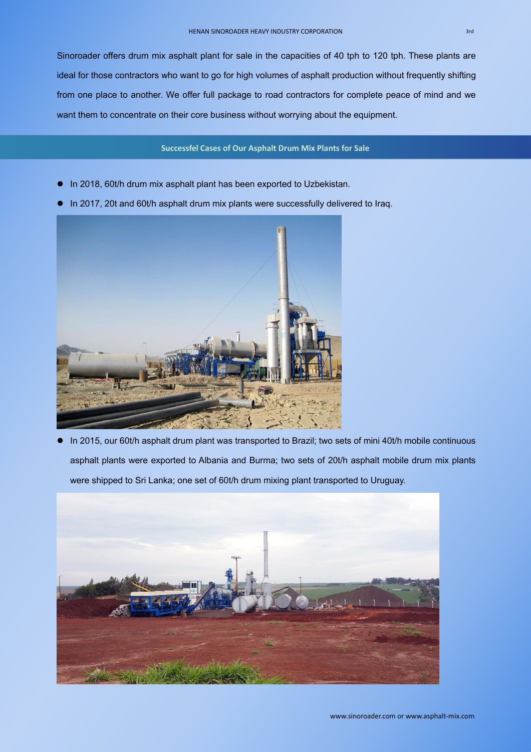Sinoroader offers drum mix asphalt plant for sale in the capacities of 40 tph to 120 tph. These plants are ideal for those contractors who want to go for high volumes of asphalt production without frequently shifting from one place to another. We offer full package to road contractors for complete peace of mind and we want them to concentrate on their core business without worrying about the equipment.

## Successfel Cases of Our Asphalt Drum Mix Plants for Sale

- In 2018, 60t/h drum mix asphalt plant has been exported to Uzbekistan.
- In 2017, 20t and 60t/h asphalt drum mix plants were successfully delivered to Iraq.
- In 2015, our 60t/h asphalt drum plant was transported to Brazil; two sets of mini 40t/h mobile continuous asphalt plants were exported to Albania and Burma; two sets of 20t/h asphalt mobile drum mix plants were shipped to Sri Lanka; one set of 60t/h drum mixing plant transported to Uruguay.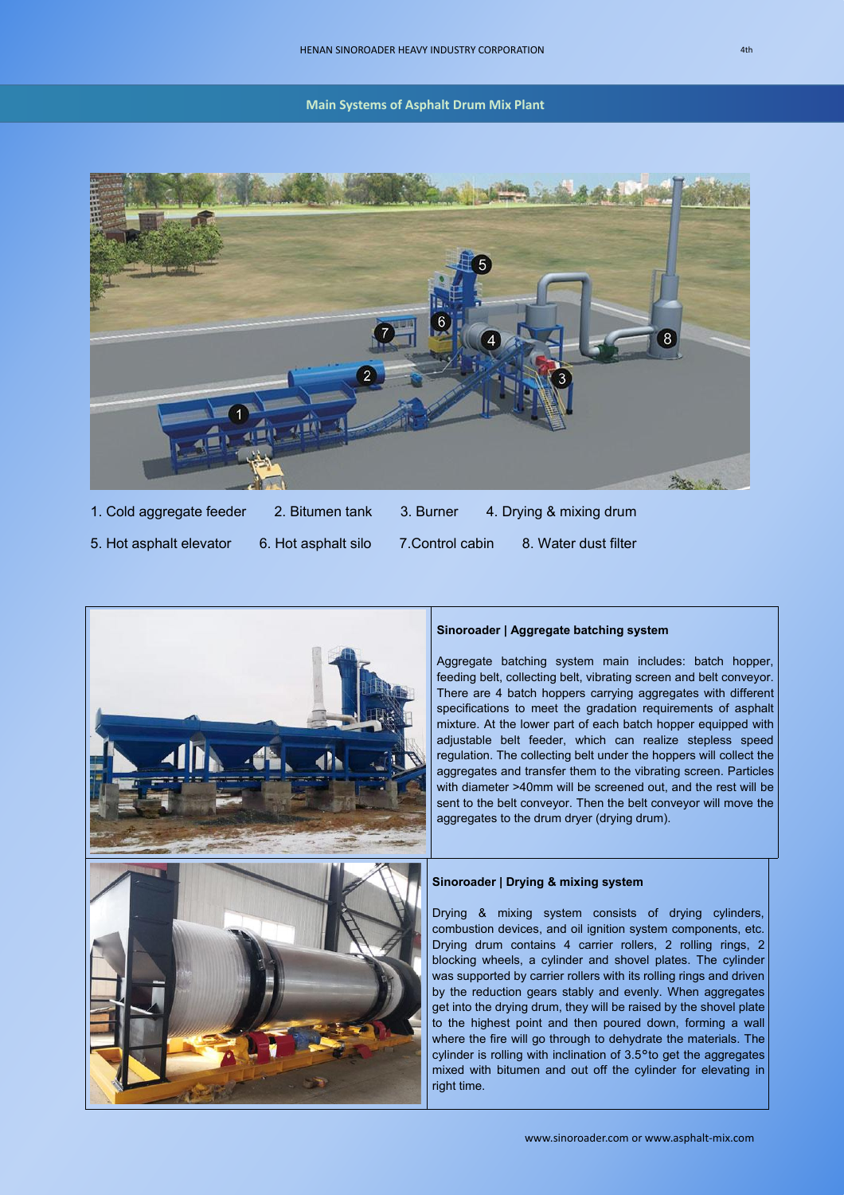## Main Systems of Asphalt Drum Mix Plant

1. Cold aggregate feeder 2. Bitumen tank 3. Burner 4. Drying & mixing drum

5. Hot asphalt elevator 6. Hot asphalt silo 7.Control cabin 8. Water dust filter

### Sinoroader | Aggregate batching system

Aggregate batching system main includes: batch hopper, feeding belt, collecting belt, vibrating screen and belt conveyor. There are 4 batch hoppers carrying aggregates with different specifications to meet the gradation requirements of asphalt mixture. At the lower part of each batch hopper equipped with adjustable belt feeder, which can realize stepless speed regulation. The collecting belt under the hoppers will collect the aggregates and transfer them to the vibrating screen. Particles with diameter >40mm will be screened out, and the rest will be sent to the belt conveyor. Then the belt conveyor will move the aggregates to the drum dryer (drying drum).

### Sinoroader | Drying & mixing system

Drying & mixing system consists of drying cylinders, combustion devices, and oil ignition system components, etc. Drying drum contains 4 carrier rollers, 2 rolling rings, 2 blocking wheels, a cylinder and shovel plates. The cylinder was supported by carrier rollers with its rolling rings and driven by the reduction gears stably and evenly. When aggregates get into the drying drum, they will be raised by the shovel plate to the highest point and then poured down, forming a wall where the fire will go through to dehydrate the materials. The cylinder is rolling with inclination of 3.5°to get the aggregates mixed with bitumen and out off the cylinder for elevating in right time.

www.sinoroader.com or www.asphalt-mix.com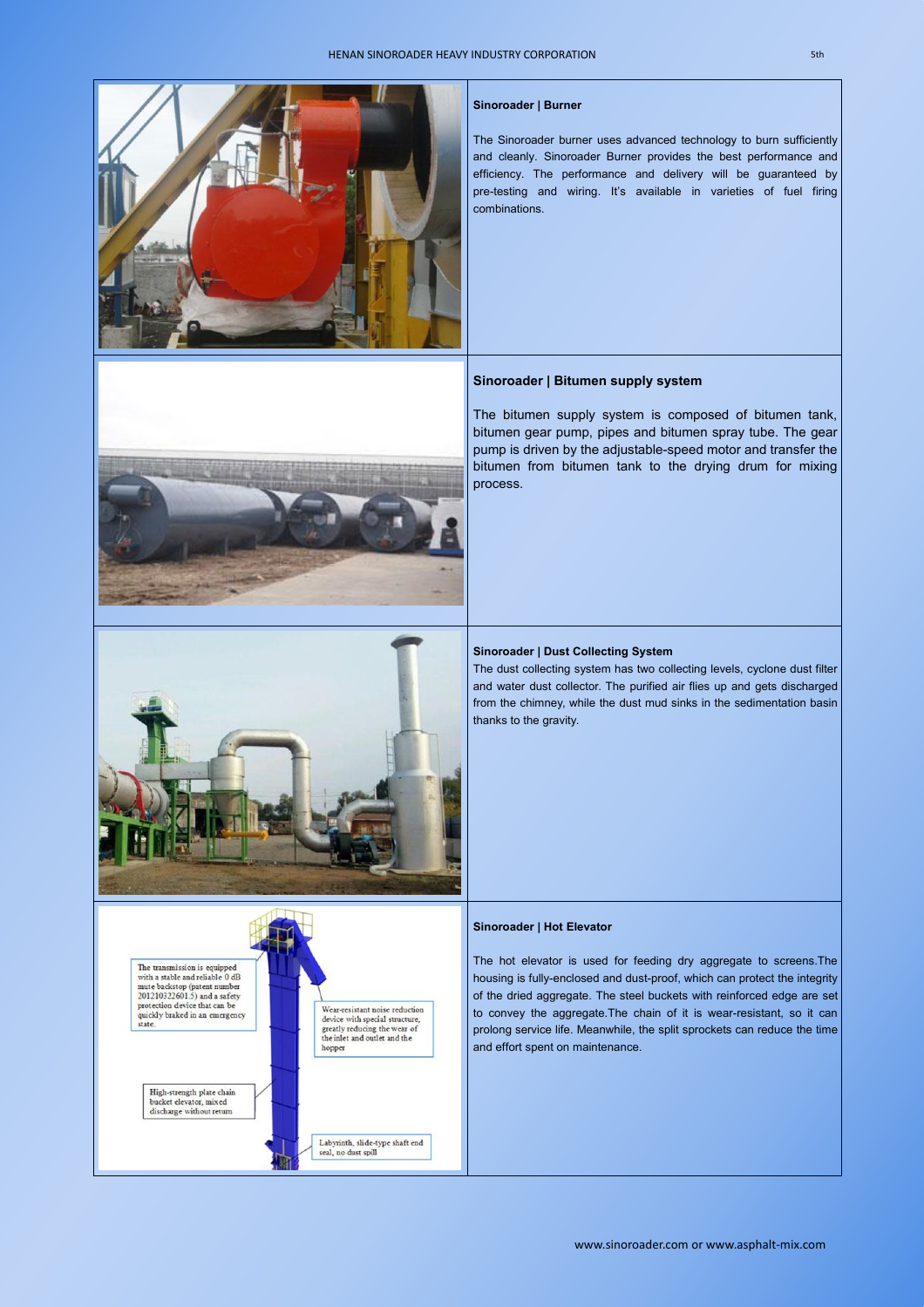## Sinoroader | Burner

The Sinoroader burner uses advanced technology to burn sufficiently and cleanly. Sinoroader Burner provides the best performance and efficiency. The performance and delivery will be guaranteed by pre-testing and wiring. It's available in varieties of fuel firing combinations.

## Sinoroader | Bitumen supply system

The bitumen supply system is composed of bitumen tank, bitumen gear pump, pipes and bitumen spray tube. The gear pump is driven by the adjustable-speed motor and transfer the bitumen from bitumen tank to the drying drum for mixing process.

## Sinoroader | Dust Collecting System

The dust collecting system has two collecting levels, cyclone dust filter and water dust collector. The purified air flies up and gets discharged from the chimney, while the dust mud sinks in the sedimentation basin thanks to the gravity.

The transmission is equipped with a stable and reliable 0 dB mute backstop (patent number 201210322601.5) and a safety protection device that can be quickly braked in an emergency state.

Wear-resistant noise reduction device with special structure, greatly reducing the wear of the inlet and outlet and the hopper

High-strength plate chain bucket elevator, mixed discharge without return

Labyrinth, slide-type shaft end seal, no dust spill

## Sinoroader | Hot Elevator

The hot elevator is used for feeding dry aggregate to screens.The housing is fully-enclosed and dust-proof, which can protect the integrity of the dried aggregate. The steel buckets with reinforced edge are set to convey the aggregate.The chain of it is wear-resistant, so it can prolong service life. Meanwhile, the split sprockets can reduce the time and effort spent on maintenance.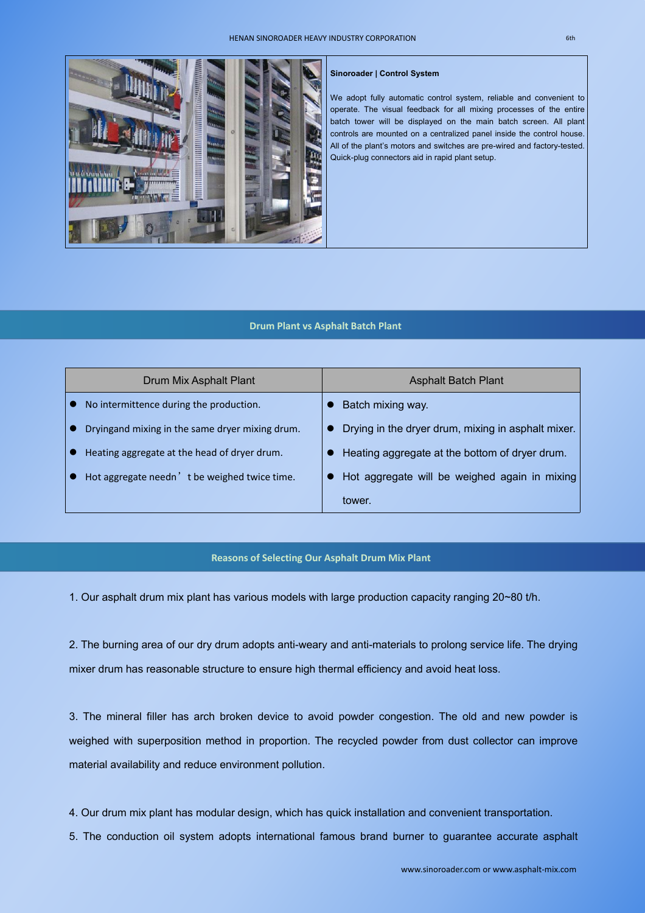**Sinoroader | Control System**

We adopt fully automatic control system, reliable and convenient to operate. The visual feedback for all mixing processes of the entire batch tower will be displayed on the main batch screen. All plant controls are mounted on a centralized panel inside the control house. All of the plant's motors and switches are pre-wired and factory-tested. Quick-plug connectors aid in rapid plant setup.

## Drum Plant vs Asphalt Batch Plant

| Drum Mix Asphalt Plant | Asphalt Batch Plant |
| --- | --- |
| ● No intermittence during the production. | ● Batch mixing way. |
| ● Dryingand mixing in the same dryer mixing drum. | ● Drying in the dryer drum, mixing in asphalt mixer. |
| ● Heating aggregate at the head of dryer drum. | ● Heating aggregate at the bottom of dryer drum. |
| ● Hot aggregate needn’t be weighed twice time. | ● Hot aggregate will be weighed again in mixing tower. |

## Reasons of Selecting Our Asphalt Drum Mix Plant

1. Our asphalt drum mix plant has various models with large production capacity ranging 20~80 t/h.

2. The burning area of our dry drum adopts anti-weary and anti-materials to prolong service life. The drying mixer drum has reasonable structure to ensure high thermal efficiency and avoid heat loss.

3. The mineral filler has arch broken device to avoid powder congestion. The old and new powder is weighed with superposition method in proportion. The recycled powder from dust collector can improve material availability and reduce environment pollution.

4. Our drum mix plant has modular design, which has quick installation and convenient transportation.

5. The conduction oil system adopts international famous brand burner to guarantee accurate asphalt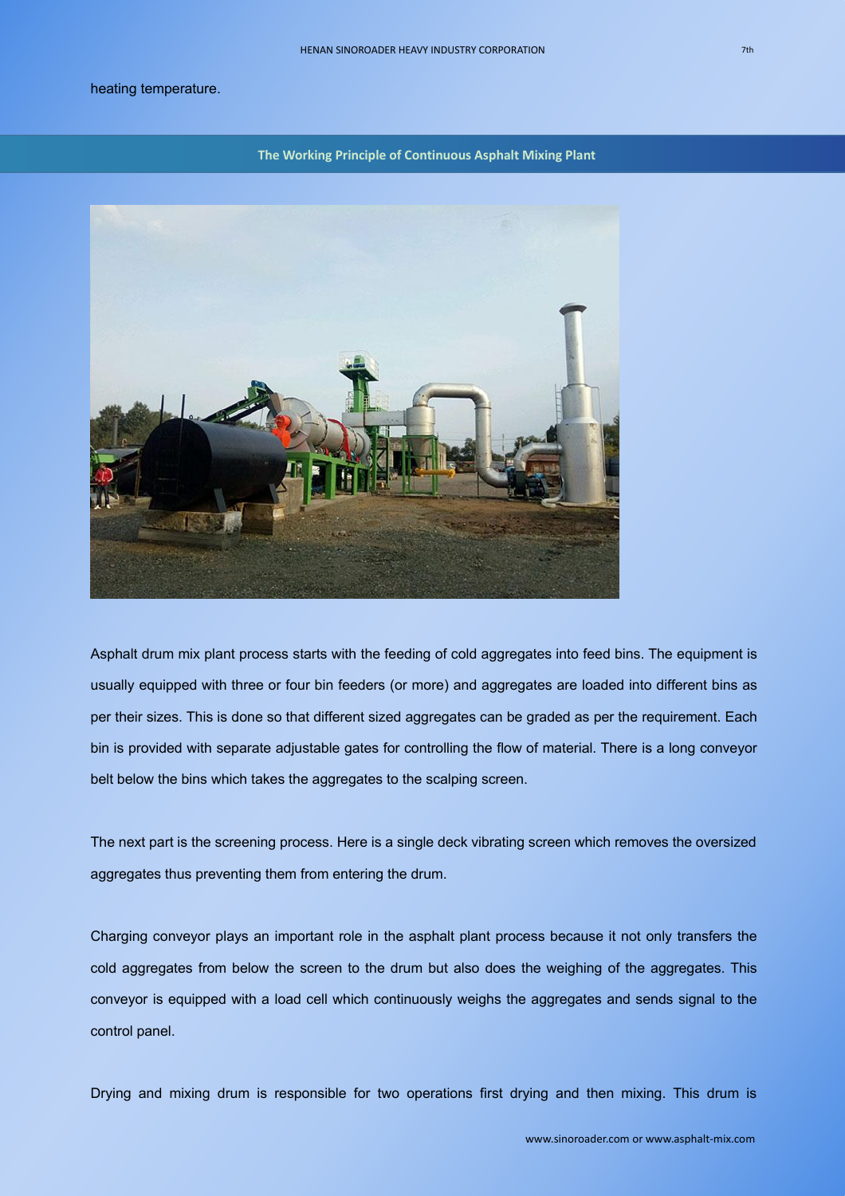heating temperature.

## The Working Principle of Continuous Asphalt Mixing Plant

Asphalt drum mix plant process starts with the feeding of cold aggregates into feed bins. The equipment is usually equipped with three or four bin feeders (or more) and aggregates are loaded into different bins as per their sizes. This is done so that different sized aggregates can be graded as per the requirement. Each bin is provided with separate adjustable gates for controlling the flow of material. There is a long conveyor belt below the bins which takes the aggregates to the scalping screen.

The next part is the screening process. Here is a single deck vibrating screen which removes the oversized aggregates thus preventing them from entering the drum.

Charging conveyor plays an important role in the asphalt plant process because it not only transfers the cold aggregates from below the screen to the drum but also does the weighing of the aggregates. This conveyor is equipped with a load cell which continuously weighs the aggregates and sends signal to the control panel.

Drying and mixing drum is responsible for two operations first drying and then mixing. This drum is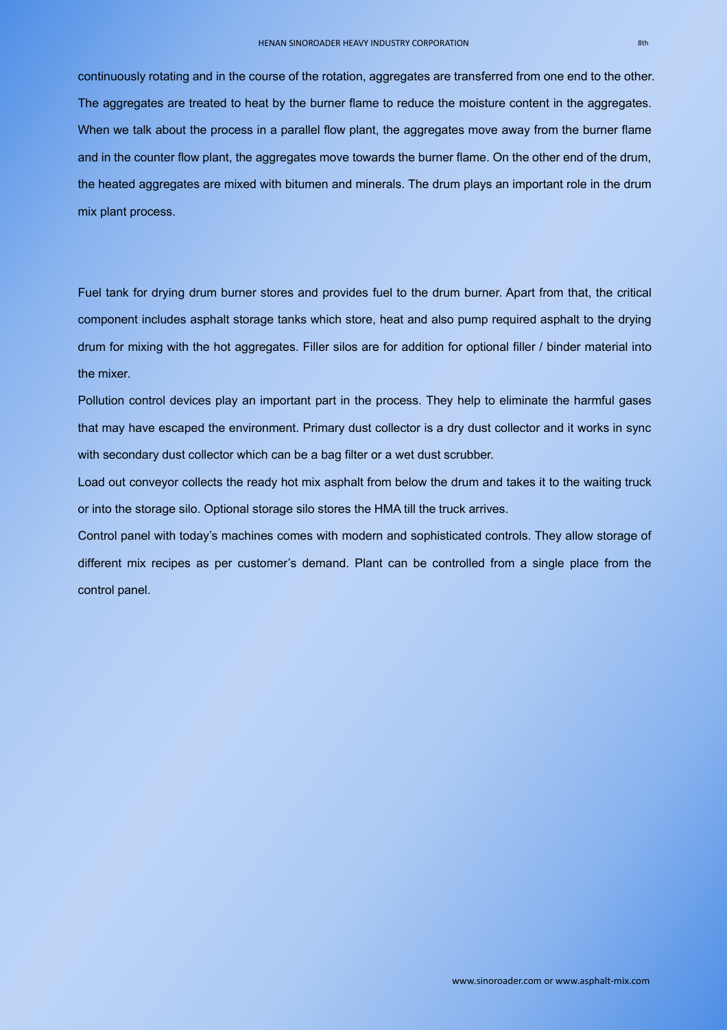continuously rotating and in the course of the rotation, aggregates are transferred from one end to the other. The aggregates are treated to heat by the burner flame to reduce the moisture content in the aggregates. When we talk about the process in a parallel flow plant, the aggregates move away from the burner flame and in the counter flow plant, the aggregates move towards the burner flame. On the other end of the drum, the heated aggregates are mixed with bitumen and minerals. The drum plays an important role in the drum mix plant process.

Fuel tank for drying drum burner stores and provides fuel to the drum burner. Apart from that, the critical component includes asphalt storage tanks which store, heat and also pump required asphalt to the drying drum for mixing with the hot aggregates. Filler silos are for addition for optional filler / binder material into the mixer.

Pollution control devices play an important part in the process. They help to eliminate the harmful gases that may have escaped the environment. Primary dust collector is a dry dust collector and it works in sync with secondary dust collector which can be a bag filter or a wet dust scrubber.

Load out conveyor collects the ready hot mix asphalt from below the drum and takes it to the waiting truck or into the storage silo. Optional storage silo stores the HMA till the truck arrives.

Control panel with today's machines comes with modern and sophisticated controls. They allow storage of different mix recipes as per customer's demand. Plant can be controlled from a single place from the control panel.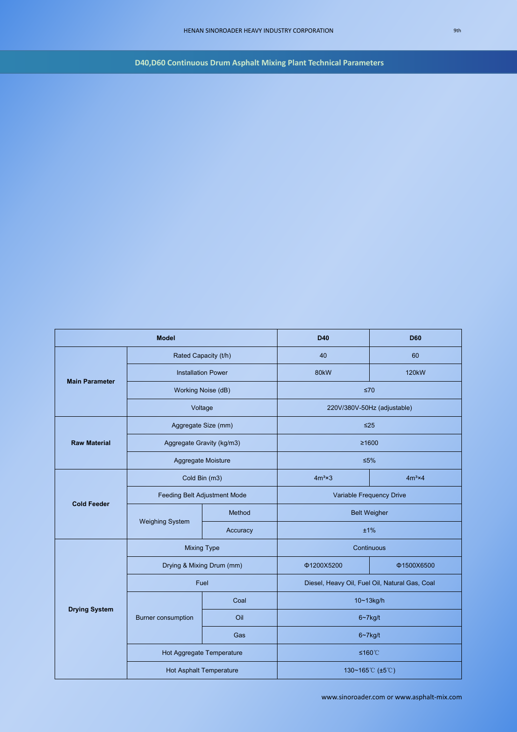## D40,D60 Continuous Drum Asphalt Mixing Plant Technical Parameters

| Model | | | D40 | D60 |
|---|---|---|---|---|
| Main Parameter | Rated Capacity (t/h) | | 40 | 60 |
| | Installation Power | | 80kW | 120kW |
| | Working Noise (dB) | | ≤70 | |
| | Voltage | | 220V/380V-50Hz (adjustable) | |
| Raw Material | Aggregate Size (mm) | | ≤25 | |
| | Aggregate Gravity (kg/m3) | | ≥1600 | |
| | Aggregate Moisture | | ≤5% | |
| Cold Feeder | Cold Bin (m3) | | $4m^3 \times 3$ | $4m^3 \times 4$ |
| | Feeding Belt Adjustment Mode | | Variable Frequency Drive | |
| | Weighing System | Method | Belt Weigher | |
| | | Accuracy | ±1% | |
| Drying System | Mixing Type | | Continuous | |
| | Drying & Mixing Drum (mm) | | Φ1200X5200 | Φ1500X6500 |
| | Fuel | | Diesel, Heavy Oil, Fuel Oil, Natural Gas, Coal | |
| | Burner consumption | Coal | 10~13kg/h | |
| | | Oil | 6~7kg/t | |
| | | Gas | 6~7kg/t | |
| | Hot Aggregate Temperature | | ≤160℃ | |
| | Hot Asphalt Temperature | | 130~165℃ (±5℃) | |

www.sinoroader.com or www.asphalt-mix.com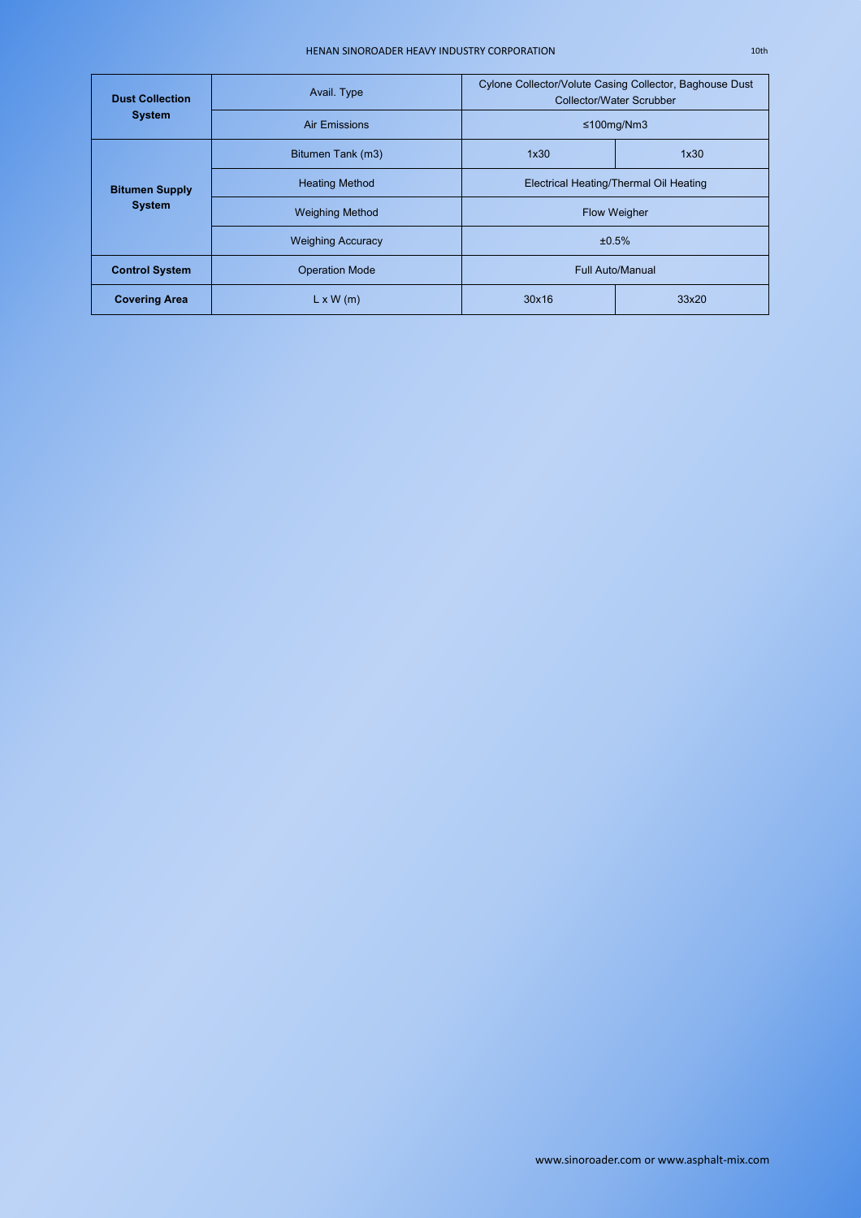| | | | |
|---|---|---|---|
| **Dust Collection System** | Avail. Type | Cylone Collector/Volute Casing Collector, Baghouse Dust Collector/Water Scrubber | |
| | Air Emissions | ≤100mg/Nm3 | |
| **Bitumen Supply System** | Bitumen Tank (m3) | 1x30 | 1x30 |
| | Heating Method | Electrical Heating/Thermal Oil Heating | |
| | Weighing Method | Flow Weigher | |
| | Weighing Accuracy | ±0.5% | |
| **Control System** | Operation Mode | Full Auto/Manual | |
| **Covering Area** | L x W (m) | 30x16 | 33x20 |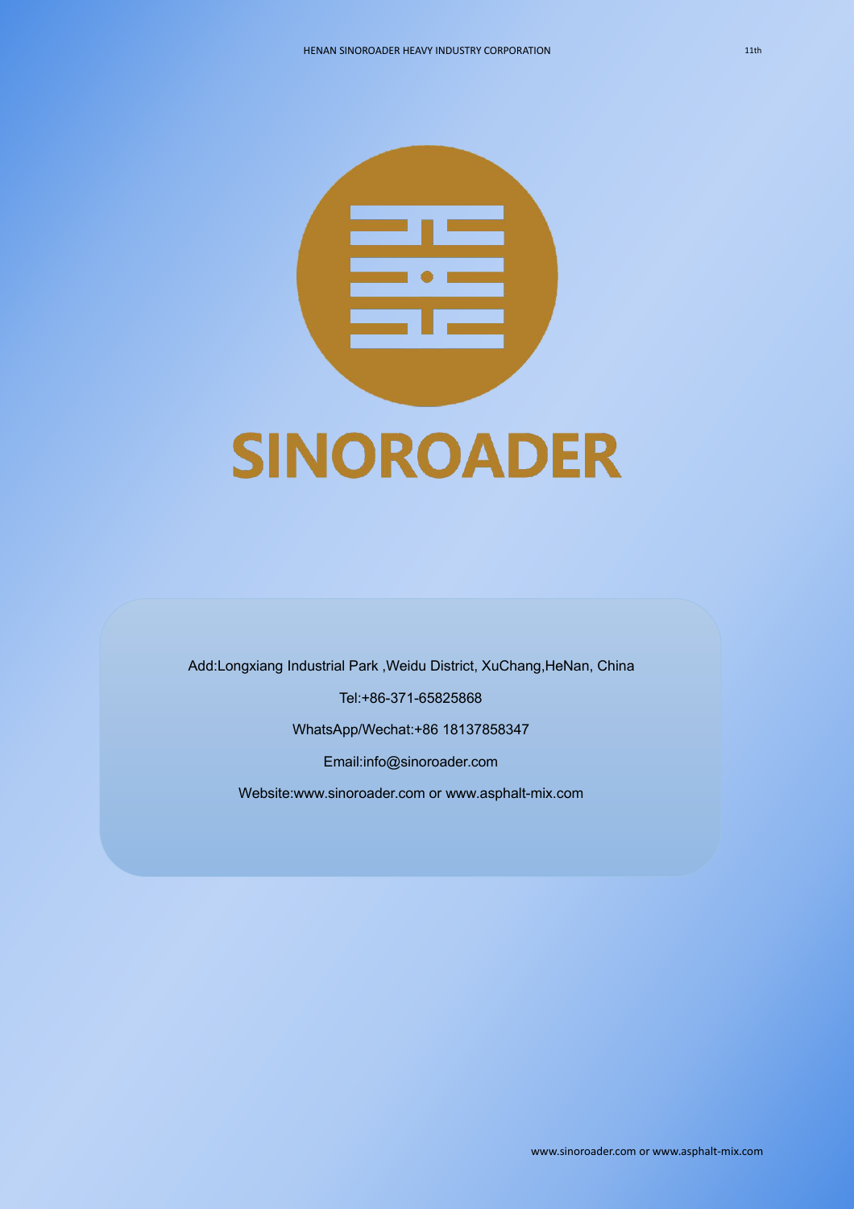SINOROADER

Add:Longxiang Industrial Park ,Weidu District, XuChang,HeNan, China

Tel:+86-371-65825868

WhatsApp/Wechat:+86 18137858347

Email:info@sinoroader.com

Website:www.sinoroader.com or www.asphalt-mix.com